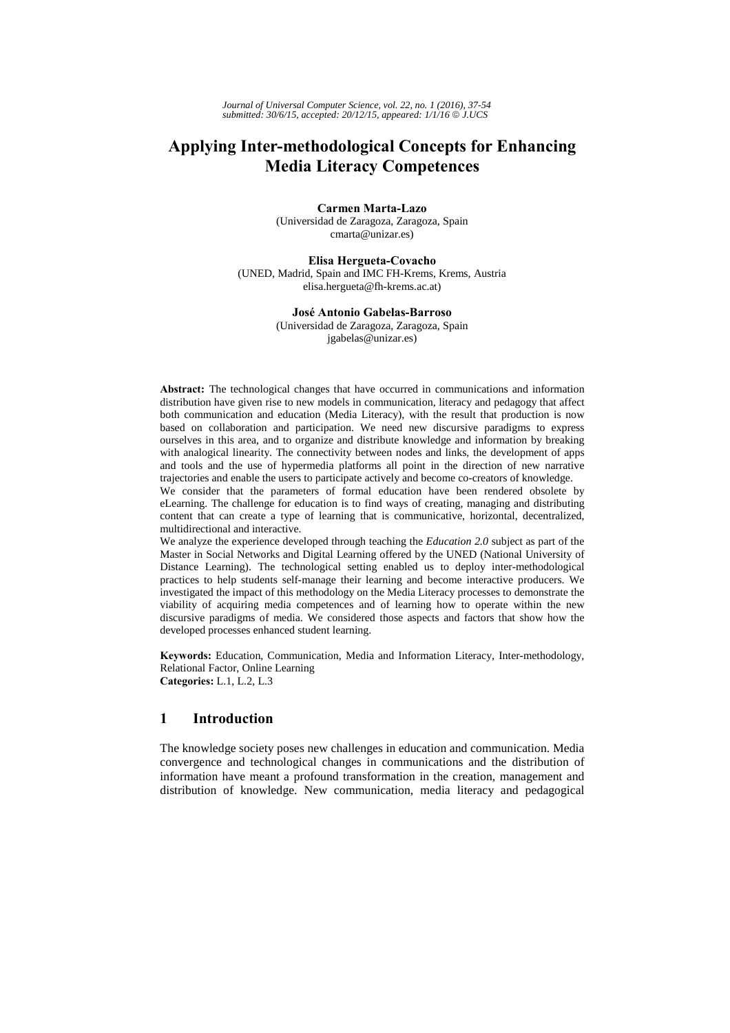# Applying Inter-methodological Concepts for Enhancing Media Literacy Competences

**Carmen Marta-Lazo**
(Universidad de Zaragoza, Zaragoza, Spain
cmarta@unizar.es)

**Elisa Hergueta-Covacho**
(UNED, Madrid, Spain and IMC FH-Krems, Krems, Austria
elisa.hergueta@fh-krems.ac.at)

**José Antonio Gabelas-Barroso**
(Universidad de Zaragoza, Zaragoza, Spain
jgabelas@unizar.es)

**Abstract:** The technological changes that have occurred in communications and information distribution have given rise to new models in communication, literacy and pedagogy that affect both communication and education (Media Literacy), with the result that production is now based on collaboration and participation. We need new discursive paradigms to express ourselves in this area, and to organize and distribute knowledge and information by breaking with analogical linearity. The connectivity between nodes and links, the development of apps and tools and the use of hypermedia platforms all point in the direction of new narrative trajectories and enable the users to participate actively and become co-creators of knowledge.

We consider that the parameters of formal education have been rendered obsolete by eLearning. The challenge for education is to find ways of creating, managing and distributing content that can create a type of learning that is communicative, horizontal, decentralized, multidirectional and interactive.

We analyze the experience developed through teaching the *Education 2.0* subject as part of the Master in Social Networks and Digital Learning offered by the UNED (National University of Distance Learning). The technological setting enabled us to deploy inter-methodological practices to help students self-manage their learning and become interactive producers. We investigated the impact of this methodology on the Media Literacy processes to demonstrate the viability of acquiring media competences and of learning how to operate within the new discursive paradigms of media. We considered those aspects and factors that show how the developed processes enhanced student learning.

**Keywords:** Education, Communication, Media and Information Literacy, Inter-methodology, Relational Factor, Online Learning
**Categories:** L.1, L.2, L.3

## 1 Introduction

The knowledge society poses new challenges in education and communication. Media convergence and technological changes in communications and the distribution of information have meant a profound transformation in the creation, management and distribution of knowledge. New communication, media literacy and pedagogical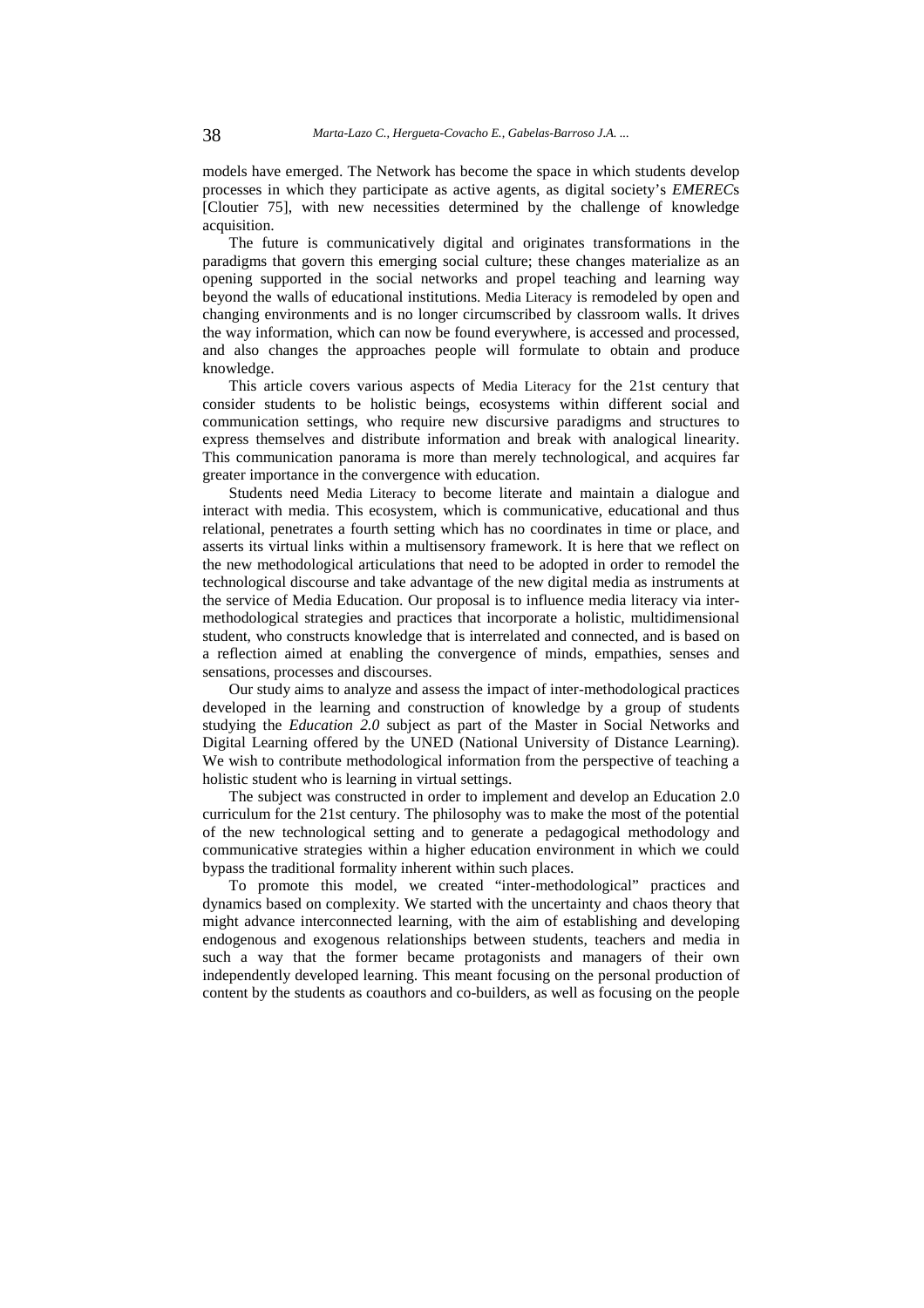models have emerged. The Network has become the space in which students develop processes in which they participate as active agents, as digital society's *EMEREC*s [Cloutier 75], with new necessities determined by the challenge of knowledge acquisition.

The future is communicatively digital and originates transformations in the paradigms that govern this emerging social culture; these changes materialize as an opening supported in the social networks and propel teaching and learning way beyond the walls of educational institutions. Media Literacy is remodeled by open and changing environments and is no longer circumscribed by classroom walls. It drives the way information, which can now be found everywhere, is accessed and processed, and also changes the approaches people will formulate to obtain and produce knowledge.

This article covers various aspects of Media Literacy for the 21st century that consider students to be holistic beings, ecosystems within different social and communication settings, who require new discursive paradigms and structures to express themselves and distribute information and break with analogical linearity. This communication panorama is more than merely technological, and acquires far greater importance in the convergence with education.

Students need Media Literacy to become literate and maintain a dialogue and interact with media. This ecosystem, which is communicative, educational and thus relational, penetrates a fourth setting which has no coordinates in time or place, and asserts its virtual links within a multisensory framework. It is here that we reflect on the new methodological articulations that need to be adopted in order to remodel the technological discourse and take advantage of the new digital media as instruments at the service of Media Education. Our proposal is to influence media literacy via inter-methodological strategies and practices that incorporate a holistic, multidimensional student, who constructs knowledge that is interrelated and connected, and is based on a reflection aimed at enabling the convergence of minds, empathies, senses and sensations, processes and discourses.

Our study aims to analyze and assess the impact of inter-methodological practices developed in the learning and construction of knowledge by a group of students studying the *Education 2.0* subject as part of the Master in Social Networks and Digital Learning offered by the UNED (National University of Distance Learning). We wish to contribute methodological information from the perspective of teaching a holistic student who is learning in virtual settings.

The subject was constructed in order to implement and develop an Education 2.0 curriculum for the 21st century. The philosophy was to make the most of the potential of the new technological setting and to generate a pedagogical methodology and communicative strategies within a higher education environment in which we could bypass the traditional formality inherent within such places.

To promote this model, we created "inter-methodological" practices and dynamics based on complexity. We started with the uncertainty and chaos theory that might advance interconnected learning, with the aim of establishing and developing endogenous and exogenous relationships between students, teachers and media in such a way that the former became protagonists and managers of their own independently developed learning. This meant focusing on the personal production of content by the students as coauthors and co-builders, as well as focusing on the people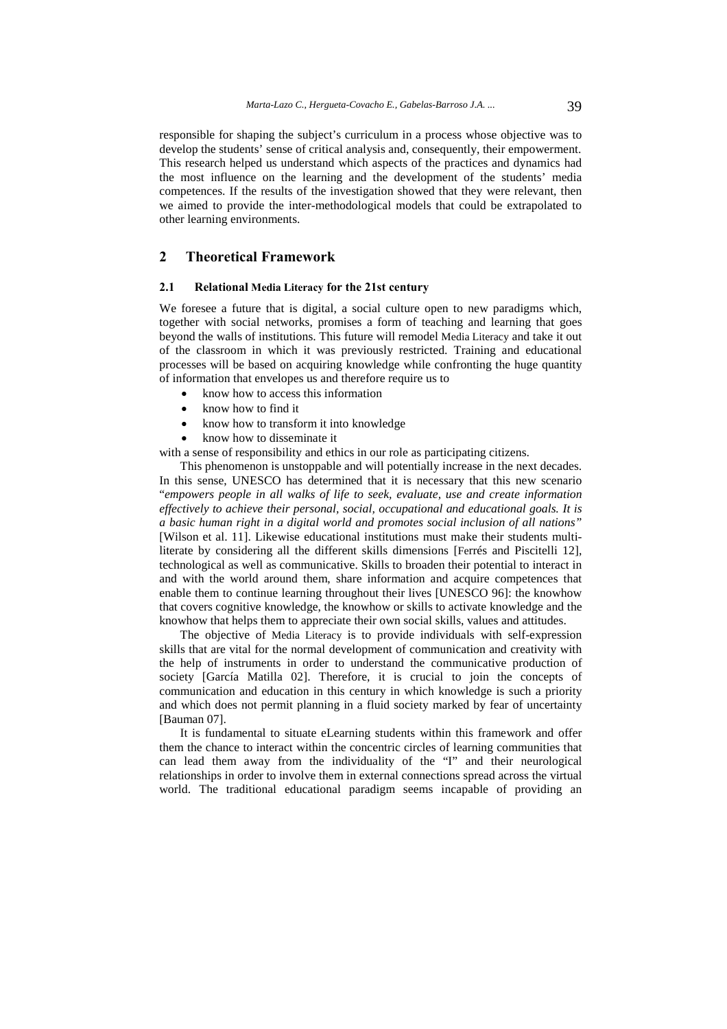responsible for shaping the subject's curriculum in a process whose objective was to develop the students' sense of critical analysis and, consequently, their empowerment. This research helped us understand which aspects of the practices and dynamics had the most influence on the learning and the development of the students' media competences. If the results of the investigation showed that they were relevant, then we aimed to provide the inter-methodological models that could be extrapolated to other learning environments.

## 2 Theoretical Framework

### 2.1 Relational Media Literacy for the 21st century

We foresee a future that is digital, a social culture open to new paradigms which, together with social networks, promises a form of teaching and learning that goes beyond the walls of institutions. This future will remodel Media Literacy and take it out of the classroom in which it was previously restricted. Training and educational processes will be based on acquiring knowledge while confronting the huge quantity of information that envelopes us and therefore require us to

- know how to access this information
- know how to find it
- know how to transform it into knowledge
- know how to disseminate it

with a sense of responsibility and ethics in our role as participating citizens.

This phenomenon is unstoppable and will potentially increase in the next decades. In this sense, UNESCO has determined that it is necessary that this new scenario "*empowers people in all walks of life to seek, evaluate, use and create information effectively to achieve their personal, social, occupational and educational goals. It is a basic human right in a digital world and promotes social inclusion of all nations"* [Wilson et al. 11]. Likewise educational institutions must make their students multi-literate by considering all the different skills dimensions [Ferrés and Piscitelli 12], technological as well as communicative. Skills to broaden their potential to interact in and with the world around them, share information and acquire competences that enable them to continue learning throughout their lives [UNESCO 96]: the knowhow that covers cognitive knowledge, the knowhow or skills to activate knowledge and the knowhow that helps them to appreciate their own social skills, values and attitudes.

The objective of Media Literacy is to provide individuals with self-expression skills that are vital for the normal development of communication and creativity with the help of instruments in order to understand the communicative production of society [García Matilla 02]. Therefore, it is crucial to join the concepts of communication and education in this century in which knowledge is such a priority and which does not permit planning in a fluid society marked by fear of uncertainty [Bauman 07].

It is fundamental to situate eLearning students within this framework and offer them the chance to interact within the concentric circles of learning communities that can lead them away from the individuality of the "I" and their neurological relationships in order to involve them in external connections spread across the virtual world. The traditional educational paradigm seems incapable of providing an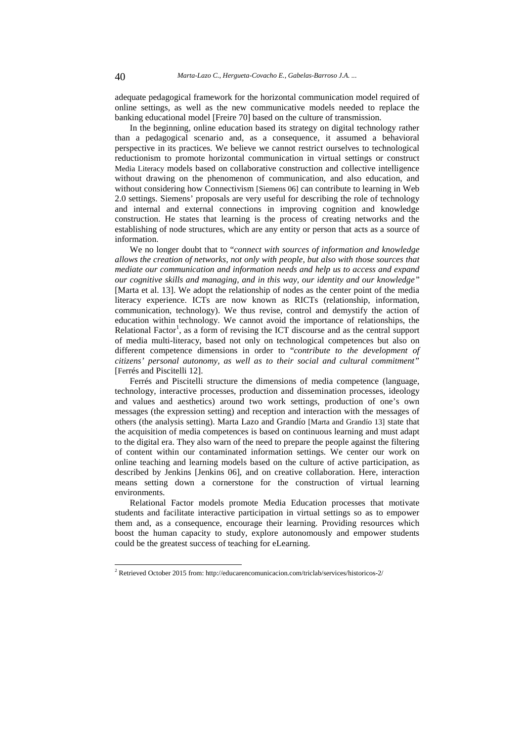adequate pedagogical framework for the horizontal communication model required of online settings, as well as the new communicative models needed to replace the banking educational model [Freire 70] based on the culture of transmission.

In the beginning, online education based its strategy on digital technology rather than a pedagogical scenario and, as a consequence, it assumed a behavioral perspective in its practices. We believe we cannot restrict ourselves to technological reductionism to promote horizontal communication in virtual settings or construct Media Literacy models based on collaborative construction and collective intelligence without drawing on the phenomenon of communication, and also education, and without considering how Connectivism [Siemens 06] can contribute to learning in Web 2.0 settings. Siemens' proposals are very useful for describing the role of technology and internal and external connections in improving cognition and knowledge construction. He states that learning is the process of creating networks and the establishing of node structures, which are any entity or person that acts as a source of information.

We no longer doubt that to "*connect with sources of information and knowledge allows the creation of networks, not only with people, but also with those sources that mediate our communication and information needs and help us to access and expand our cognitive skills and managing, and in this way, our identity and our knowledge"* [Marta et al. 13]. We adopt the relationship of nodes as the center point of the media literacy experience. ICTs are now known as RICTs (relationship, information, communication, technology). We thus revise, control and demystify the action of education within technology. We cannot avoid the importance of relationships, the Relational Factor[1], as a form of revising the ICT discourse and as the central support of media multi-literacy, based not only on technological competences but also on different competence dimensions in order to "*contribute to the development of citizens' personal autonomy, as well as to their social and cultural commitment"* [Ferrés and Piscitelli 12].

Ferrés and Piscitelli structure the dimensions of media competence (language, technology, interactive processes, production and dissemination processes, ideology and values and aesthetics) around two work settings, production of one's own messages (the expression setting) and reception and interaction with the messages of others (the analysis setting). Marta Lazo and Grandío [Marta and Grandío 13] state that the acquisition of media competences is based on continuous learning and must adapt to the digital era. They also warn of the need to prepare the people against the filtering of content within our contaminated information settings. We center our work on online teaching and learning models based on the culture of active participation, as described by Jenkins [Jenkins 06], and on creative collaboration. Here, interaction means setting down a cornerstone for the construction of virtual learning environments.

Relational Factor models promote Media Education processes that motivate students and facilitate interactive participation in virtual settings so as to empower them and, as a consequence, encourage their learning. Providing resources which boost the human capacity to study, explore autonomously and empower students could be the greatest success of teaching for eLearning.

[2] Retrieved October 2015 from: http://educarencomunicacion.com/triclab/services/historicos-2/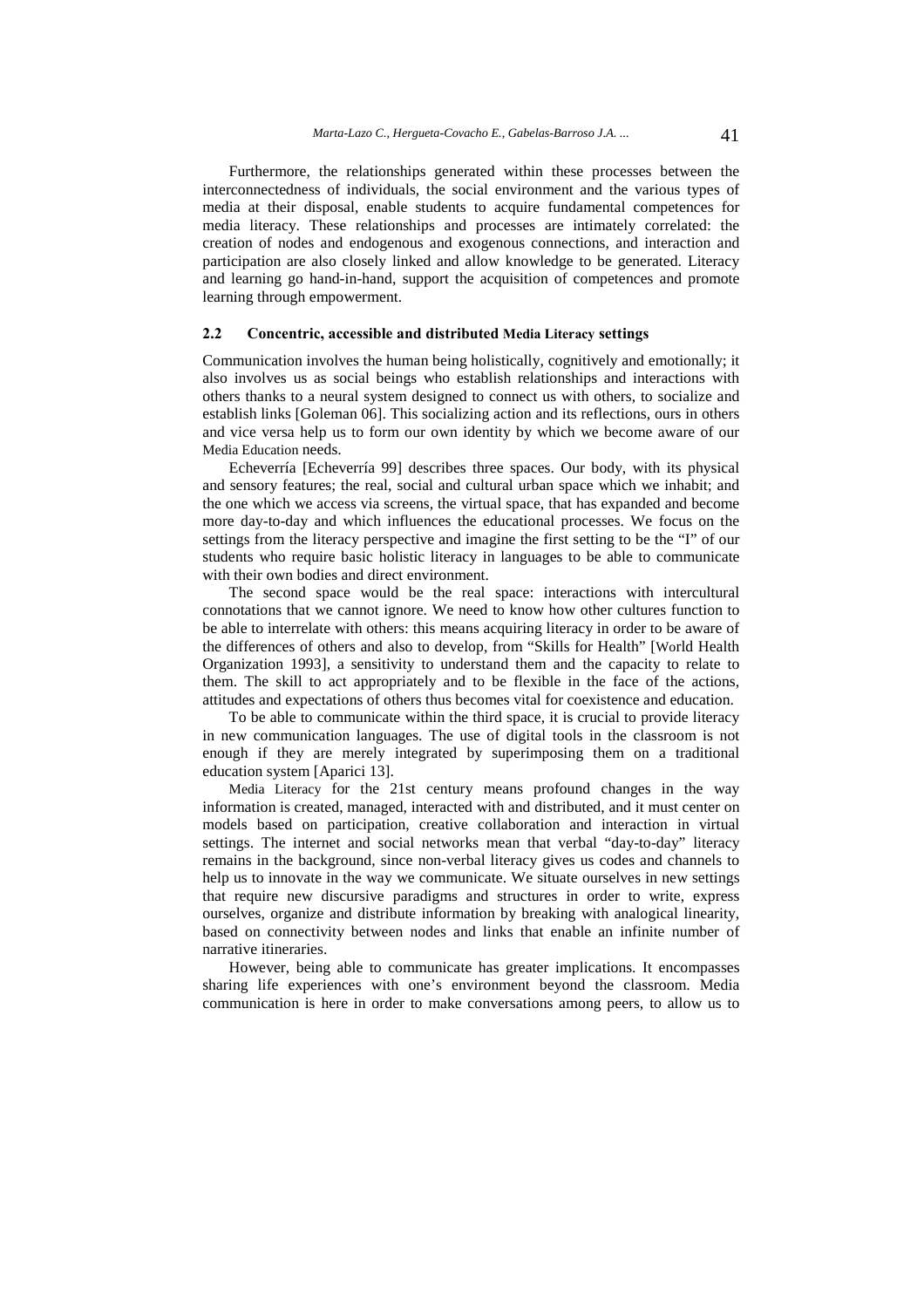Furthermore, the relationships generated within these processes between the interconnectedness of individuals, the social environment and the various types of media at their disposal, enable students to acquire fundamental competences for media literacy. These relationships and processes are intimately correlated: the creation of nodes and endogenous and exogenous connections, and interaction and participation are also closely linked and allow knowledge to be generated. Literacy and learning go hand-in-hand, support the acquisition of competences and promote learning through empowerment.

### 2.2 Concentric, accessible and distributed Media Literacy settings

Communication involves the human being holistically, cognitively and emotionally; it also involves us as social beings who establish relationships and interactions with others thanks to a neural system designed to connect us with others, to socialize and establish links [Goleman 06]. This socializing action and its reflections, ours in others and vice versa help us to form our own identity by which we become aware of our Media Education needs.

Echeverría [Echeverría 99] describes three spaces. Our body, with its physical and sensory features; the real, social and cultural urban space which we inhabit; and the one which we access via screens, the virtual space, that has expanded and become more day-to-day and which influences the educational processes. We focus on the settings from the literacy perspective and imagine the first setting to be the "I" of our students who require basic holistic literacy in languages to be able to communicate with their own bodies and direct environment.

The second space would be the real space: interactions with intercultural connotations that we cannot ignore. We need to know how other cultures function to be able to interrelate with others: this means acquiring literacy in order to be aware of the differences of others and also to develop, from "Skills for Health" [World Health Organization 1993], a sensitivity to understand them and the capacity to relate to them. The skill to act appropriately and to be flexible in the face of the actions, attitudes and expectations of others thus becomes vital for coexistence and education.

To be able to communicate within the third space, it is crucial to provide literacy in new communication languages. The use of digital tools in the classroom is not enough if they are merely integrated by superimposing them on a traditional education system [Aparici 13].

Media Literacy for the 21st century means profound changes in the way information is created, managed, interacted with and distributed, and it must center on models based on participation, creative collaboration and interaction in virtual settings. The internet and social networks mean that verbal "day-to-day" literacy remains in the background, since non-verbal literacy gives us codes and channels to help us to innovate in the way we communicate. We situate ourselves in new settings that require new discursive paradigms and structures in order to write, express ourselves, organize and distribute information by breaking with analogical linearity, based on connectivity between nodes and links that enable an infinite number of narrative itineraries.

However, being able to communicate has greater implications. It encompasses sharing life experiences with one's environment beyond the classroom. Media communication is here in order to make conversations among peers, to allow us to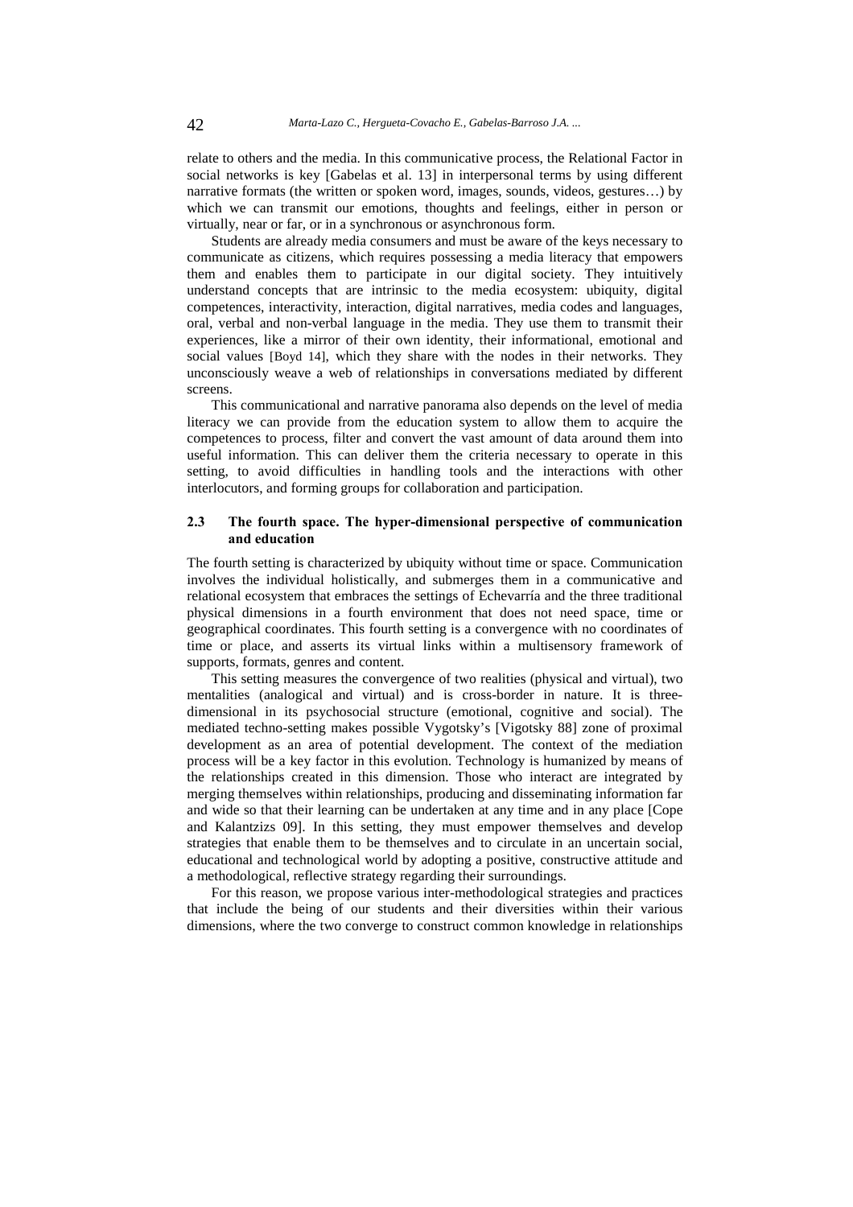relate to others and the media. In this communicative process, the Relational Factor in social networks is key [Gabelas et al. 13] in interpersonal terms by using different narrative formats (the written or spoken word, images, sounds, videos, gestures…) by which we can transmit our emotions, thoughts and feelings, either in person or virtually, near or far, or in a synchronous or asynchronous form.

Students are already media consumers and must be aware of the keys necessary to communicate as citizens, which requires possessing a media literacy that empowers them and enables them to participate in our digital society. They intuitively understand concepts that are intrinsic to the media ecosystem: ubiquity, digital competences, interactivity, interaction, digital narratives, media codes and languages, oral, verbal and non-verbal language in the media. They use them to transmit their experiences, like a mirror of their own identity, their informational, emotional and social values [Boyd 14], which they share with the nodes in their networks. They unconsciously weave a web of relationships in conversations mediated by different screens.

This communicational and narrative panorama also depends on the level of media literacy we can provide from the education system to allow them to acquire the competences to process, filter and convert the vast amount of data around them into useful information. This can deliver them the criteria necessary to operate in this setting, to avoid difficulties in handling tools and the interactions with other interlocutors, and forming groups for collaboration and participation.

### 2.3 The fourth space. The hyper-dimensional perspective of communication and education

The fourth setting is characterized by ubiquity without time or space. Communication involves the individual holistically, and submerges them in a communicative and relational ecosystem that embraces the settings of Echevarría and the three traditional physical dimensions in a fourth environment that does not need space, time or geographical coordinates. This fourth setting is a convergence with no coordinates of time or place, and asserts its virtual links within a multisensory framework of supports, formats, genres and content.

This setting measures the convergence of two realities (physical and virtual), two mentalities (analogical and virtual) and is cross-border in nature. It is three-dimensional in its psychosocial structure (emotional, cognitive and social). The mediated techno-setting makes possible Vygotsky's [Vigotsky 88] zone of proximal development as an area of potential development. The context of the mediation process will be a key factor in this evolution. Technology is humanized by means of the relationships created in this dimension. Those who interact are integrated by merging themselves within relationships, producing and disseminating information far and wide so that their learning can be undertaken at any time and in any place [Cope and Kalantzizs 09]. In this setting, they must empower themselves and develop strategies that enable them to be themselves and to circulate in an uncertain social, educational and technological world by adopting a positive, constructive attitude and a methodological, reflective strategy regarding their surroundings.

For this reason, we propose various inter-methodological strategies and practices that include the being of our students and their diversities within their various dimensions, where the two converge to construct common knowledge in relationships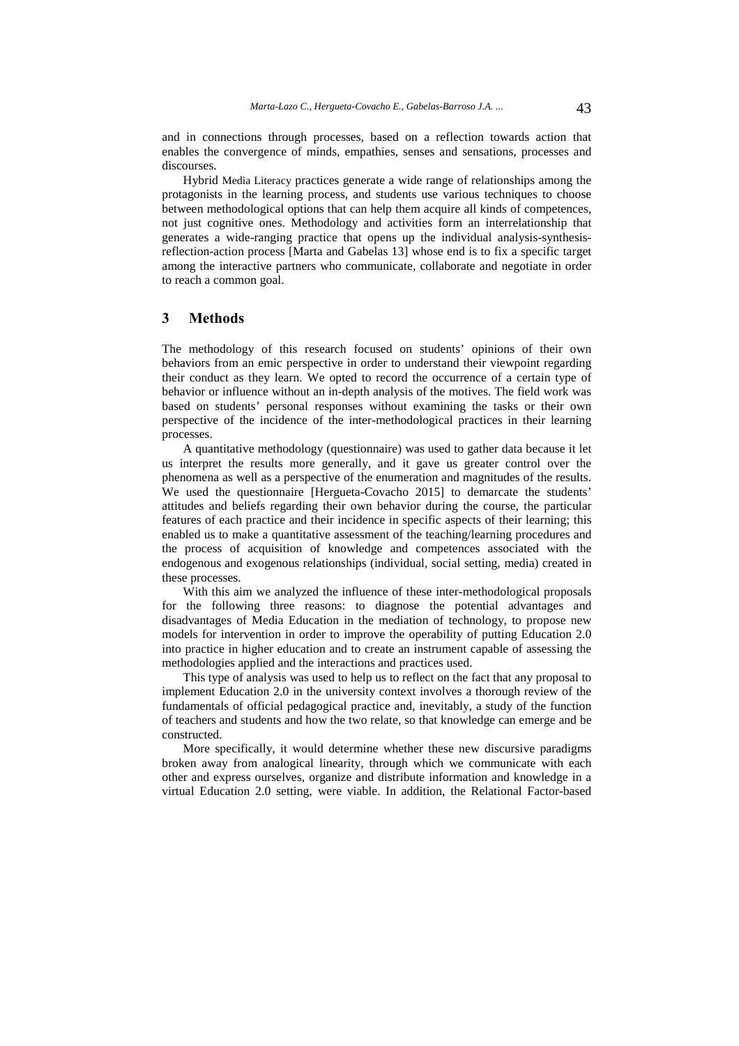and in connections through processes, based on a reflection towards action that enables the convergence of minds, empathies, senses and sensations, processes and discourses.

Hybrid Media Literacy practices generate a wide range of relationships among the protagonists in the learning process, and students use various techniques to choose between methodological options that can help them acquire all kinds of competences, not just cognitive ones. Methodology and activities form an interrelationship that generates a wide-ranging practice that opens up the individual analysis-synthesis-reflection-action process [Marta and Gabelas 13] whose end is to fix a specific target among the interactive partners who communicate, collaborate and negotiate in order to reach a common goal.

## 3 Methods

The methodology of this research focused on students' opinions of their own behaviors from an emic perspective in order to understand their viewpoint regarding their conduct as they learn. We opted to record the occurrence of a certain type of behavior or influence without an in-depth analysis of the motives. The field work was based on students' personal responses without examining the tasks or their own perspective of the incidence of the inter-methodological practices in their learning processes.

A quantitative methodology (questionnaire) was used to gather data because it let us interpret the results more generally, and it gave us greater control over the phenomena as well as a perspective of the enumeration and magnitudes of the results. We used the questionnaire [Hergueta-Covacho 2015] to demarcate the students' attitudes and beliefs regarding their own behavior during the course, the particular features of each practice and their incidence in specific aspects of their learning; this enabled us to make a quantitative assessment of the teaching/learning procedures and the process of acquisition of knowledge and competences associated with the endogenous and exogenous relationships (individual, social setting, media) created in these processes.

With this aim we analyzed the influence of these inter-methodological proposals for the following three reasons: to diagnose the potential advantages and disadvantages of Media Education in the mediation of technology, to propose new models for intervention in order to improve the operability of putting Education 2.0 into practice in higher education and to create an instrument capable of assessing the methodologies applied and the interactions and practices used.

This type of analysis was used to help us to reflect on the fact that any proposal to implement Education 2.0 in the university context involves a thorough review of the fundamentals of official pedagogical practice and, inevitably, a study of the function of teachers and students and how the two relate, so that knowledge can emerge and be constructed.

More specifically, it would determine whether these new discursive paradigms broken away from analogical linearity, through which we communicate with each other and express ourselves, organize and distribute information and knowledge in a virtual Education 2.0 setting, were viable. In addition, the Relational Factor-based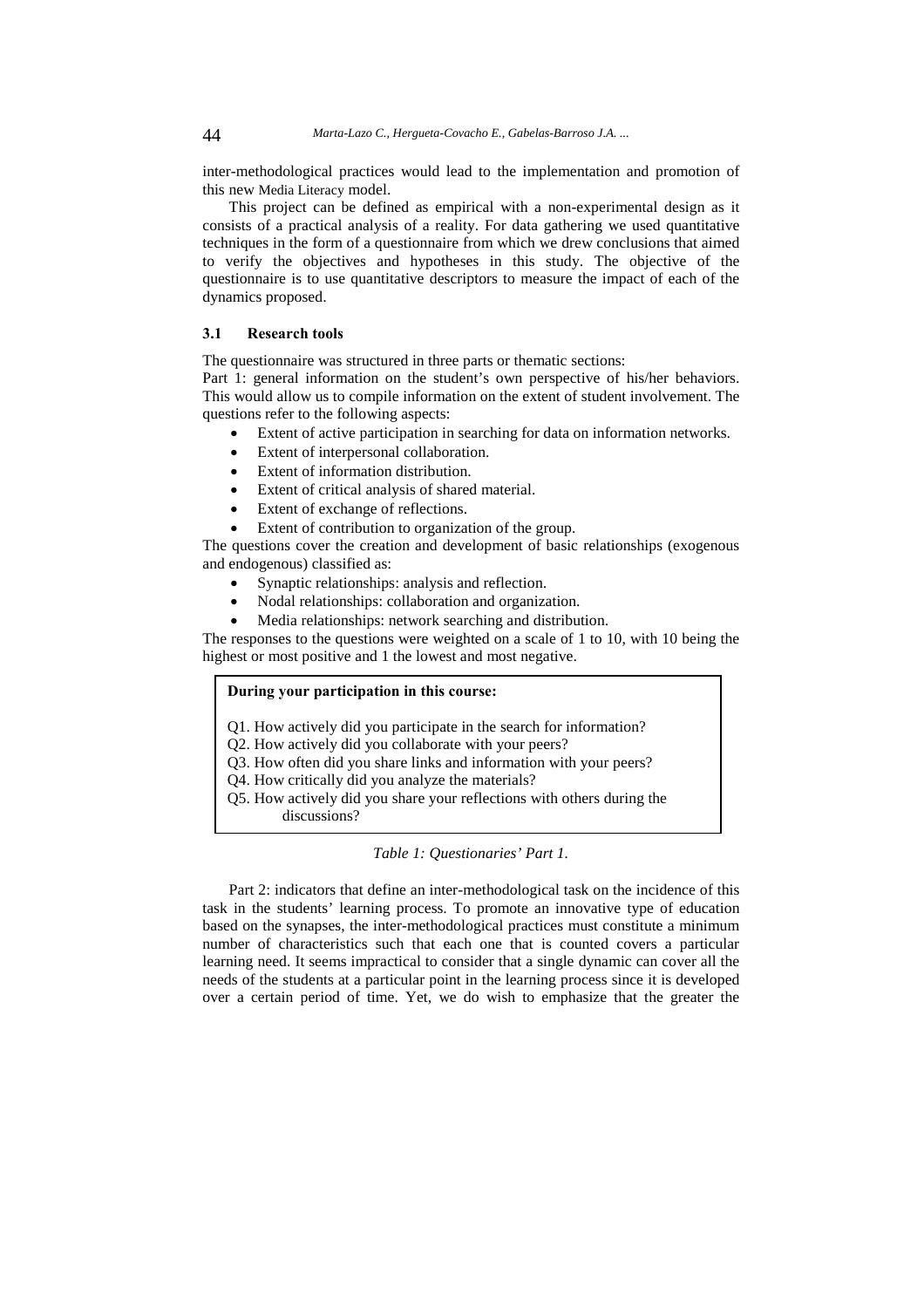inter-methodological practices would lead to the implementation and promotion of this new Media Literacy model.

This project can be defined as empirical with a non-experimental design as it consists of a practical analysis of a reality. For data gathering we used quantitative techniques in the form of a questionnaire from which we drew conclusions that aimed to verify the objectives and hypotheses in this study. The objective of the questionnaire is to use quantitative descriptors to measure the impact of each of the dynamics proposed.

### 3.1 Research tools

The questionnaire was structured in three parts or thematic sections:

Part 1: general information on the student's own perspective of his/her behaviors. This would allow us to compile information on the extent of student involvement. The questions refer to the following aspects:

- Extent of active participation in searching for data on information networks.
- Extent of interpersonal collaboration.
- Extent of information distribution.
- Extent of critical analysis of shared material.
- Extent of exchange of reflections.
- Extent of contribution to organization of the group.

The questions cover the creation and development of basic relationships (exogenous and endogenous) classified as:

- Synaptic relationships: analysis and reflection.
- Nodal relationships: collaboration and organization.
- Media relationships: network searching and distribution.

The responses to the questions were weighted on a scale of 1 to 10, with 10 being the highest or most positive and 1 the lowest and most negative.

| **During your participation in this course:** |
|---|
| Q1. How actively did you participate in the search for information? |
| Q2. How actively did you collaborate with your peers? |
| Q3. How often did you share links and information with your peers? |
| Q4. How critically did you analyze the materials? |
| Q5. How actively did you share your reflections with others during the discussions? |

*Table 1: Questionaries' Part 1.*

Part 2: indicators that define an inter-methodological task on the incidence of this task in the students' learning process. To promote an innovative type of education based on the synapses, the inter-methodological practices must constitute a minimum number of characteristics such that each one that is counted covers a particular learning need. It seems impractical to consider that a single dynamic can cover all the needs of the students at a particular point in the learning process since it is developed over a certain period of time. Yet, we do wish to emphasize that the greater the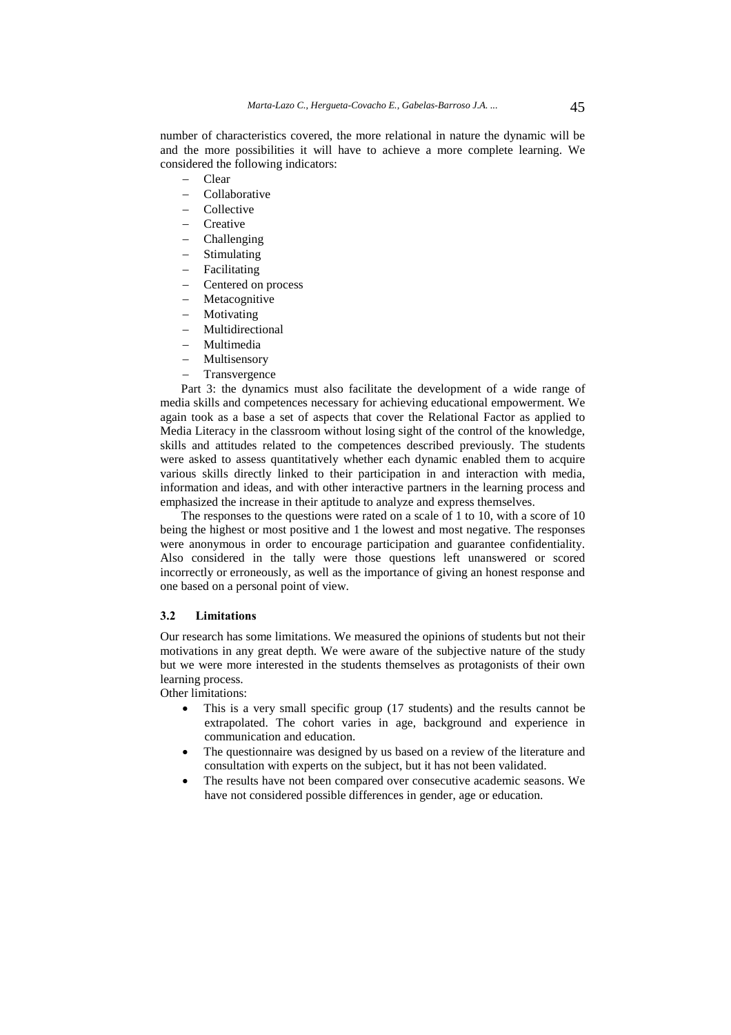number of characteristics covered, the more relational in nature the dynamic will be and the more possibilities it will have to achieve a more complete learning. We considered the following indicators:

- Clear
- Collaborative
- Collective
- Creative
- Challenging
- Stimulating
- Facilitating
- Centered on process
- Metacognitive
- Motivating
- Multidirectional
- Multimedia
- Multisensory
- Transvergence

Part 3: the dynamics must also facilitate the development of a wide range of media skills and competences necessary for achieving educational empowerment. We again took as a base a set of aspects that cover the Relational Factor as applied to Media Literacy in the classroom without losing sight of the control of the knowledge, skills and attitudes related to the competences described previously. The students were asked to assess quantitatively whether each dynamic enabled them to acquire various skills directly linked to their participation in and interaction with media, information and ideas, and with other interactive partners in the learning process and emphasized the increase in their aptitude to analyze and express themselves.

The responses to the questions were rated on a scale of 1 to 10, with a score of 10 being the highest or most positive and 1 the lowest and most negative. The responses were anonymous in order to encourage participation and guarantee confidentiality. Also considered in the tally were those questions left unanswered or scored incorrectly or erroneously, as well as the importance of giving an honest response and one based on a personal point of view.

### 3.2 Limitations

Our research has some limitations. We measured the opinions of students but not their motivations in any great depth. We were aware of the subjective nature of the study but we were more interested in the students themselves as protagonists of their own learning process.

Other limitations:

- This is a very small specific group (17 students) and the results cannot be extrapolated. The cohort varies in age, background and experience in communication and education.
- The questionnaire was designed by us based on a review of the literature and consultation with experts on the subject, but it has not been validated.
- The results have not been compared over consecutive academic seasons. We have not considered possible differences in gender, age or education.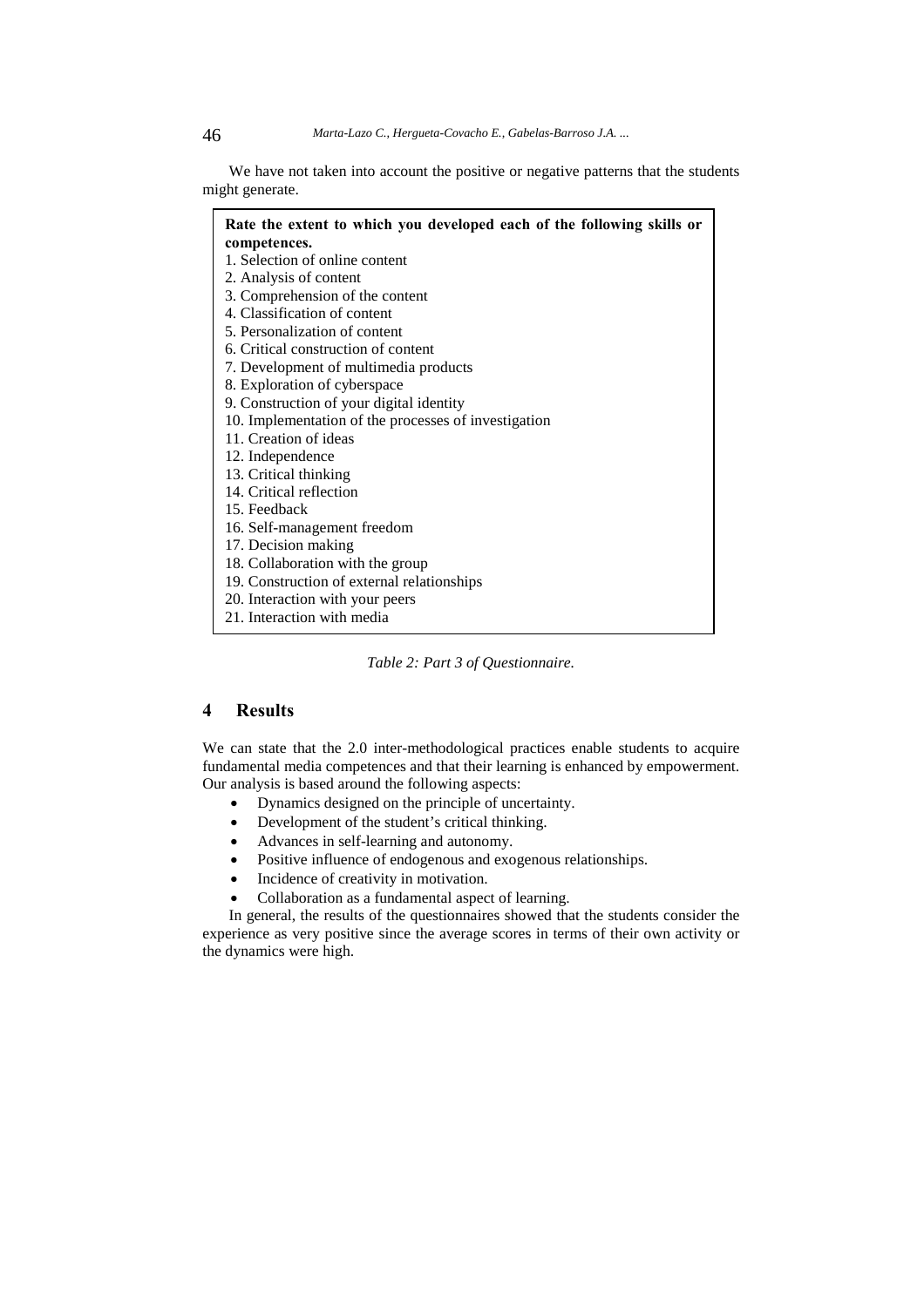We have not taken into account the positive or negative patterns that the students might generate.

| **Rate the extent to which you developed each of the following skills or competences.** |
|---|
| 1. Selection of online content |
| 2. Analysis of content |
| 3. Comprehension of the content |
| 4. Classification of content |
| 5. Personalization of content |
| 6. Critical construction of content |
| 7. Development of multimedia products |
| 8. Exploration of cyberspace |
| 9. Construction of your digital identity |
| 10. Implementation of the processes of investigation |
| 11. Creation of ideas |
| 12. Independence |
| 13. Critical thinking |
| 14. Critical reflection |
| 15. Feedback |
| 16. Self-management freedom |
| 17. Decision making |
| 18. Collaboration with the group |
| 19. Construction of external relationships |
| 20. Interaction with your peers |
| 21. Interaction with media |

*Table 2: Part 3 of Questionnaire.*

## 4 Results

We can state that the 2.0 inter-methodological practices enable students to acquire fundamental media competences and that their learning is enhanced by empowerment. Our analysis is based around the following aspects:

- Dynamics designed on the principle of uncertainty.
- Development of the student's critical thinking.
- Advances in self-learning and autonomy.
- Positive influence of endogenous and exogenous relationships.
- Incidence of creativity in motivation.
- Collaboration as a fundamental aspect of learning.

In general, the results of the questionnaires showed that the students consider the experience as very positive since the average scores in terms of their own activity or the dynamics were high.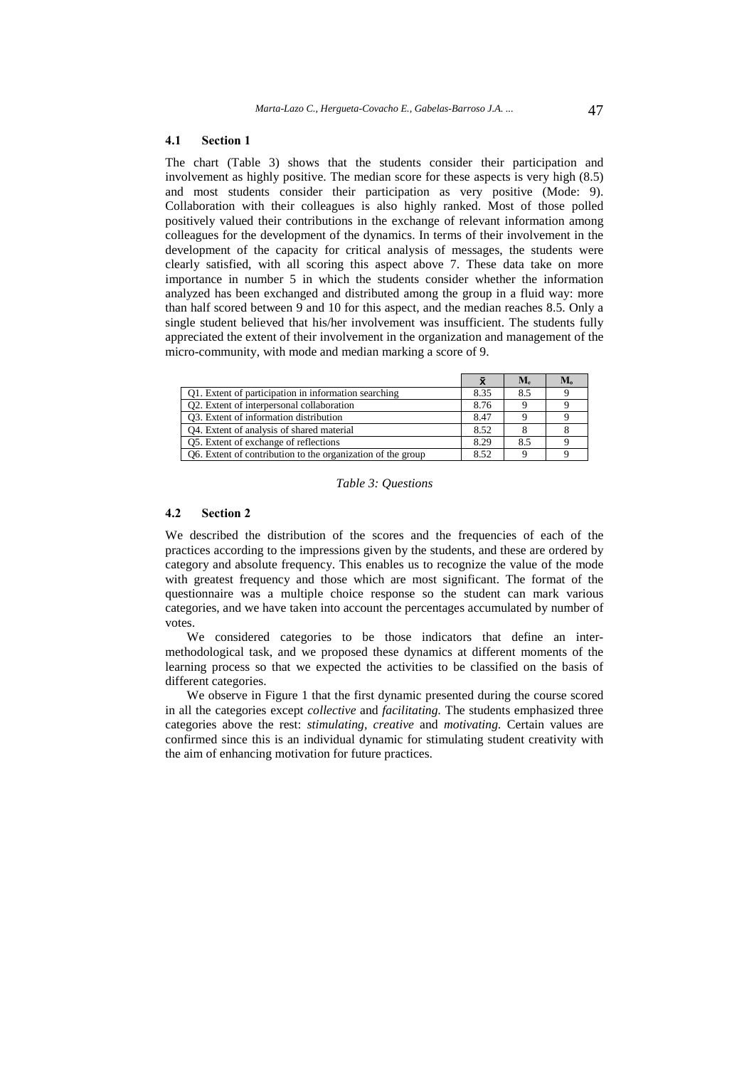### 4.1 Section 1

The chart (Table 3) shows that the students consider their participation and involvement as highly positive. The median score for these aspects is very high (8.5) and most students consider their participation as very positive (Mode: 9). Collaboration with their colleagues is also highly ranked. Most of those polled positively valued their contributions in the exchange of relevant information among colleagues for the development of the dynamics. In terms of their involvement in the development of the capacity for critical analysis of messages, the students were clearly satisfied, with all scoring this aspect above 7. These data take on more importance in number 5 in which the students consider whether the information analyzed has been exchanged and distributed among the group in a fluid way: more than half scored between 9 and 10 for this aspect, and the median reaches 8.5. Only a single student believed that his/her involvement was insufficient. The students fully appreciated the extent of their involvement in the organization and management of the micro-community, with mode and median marking a score of 9.

| | $\bar{x}$ | $M_e$ | $M_o$ |
|---|---|---|---|
| Q1. Extent of participation in information searching | 8.35 | 8.5 | 9 |
| Q2. Extent of interpersonal collaboration | 8.76 | 9 | 9 |
| Q3. Extent of information distribution | 8.47 | 9 | 9 |
| Q4. Extent of analysis of shared material | 8.52 | 8 | 8 |
| Q5. Extent of exchange of reflections | 8.29 | 8.5 | 9 |
| Q6. Extent of contribution to the organization of the group | 8.52 | 9 | 9 |

*Table 3: Questions*

### 4.2 Section 2

We described the distribution of the scores and the frequencies of each of the practices according to the impressions given by the students, and these are ordered by category and absolute frequency. This enables us to recognize the value of the mode with greatest frequency and those which are most significant. The format of the questionnaire was a multiple choice response so the student can mark various categories, and we have taken into account the percentages accumulated by number of votes.

We considered categories to be those indicators that define an inter-methodological task, and we proposed these dynamics at different moments of the learning process so that we expected the activities to be classified on the basis of different categories.

We observe in Figure 1 that the first dynamic presented during the course scored in all the categories except *collective* and *facilitating.* The students emphasized three categories above the rest: *stimulating, creative* and *motivating.* Certain values are confirmed since this is an individual dynamic for stimulating student creativity with the aim of enhancing motivation for future practices.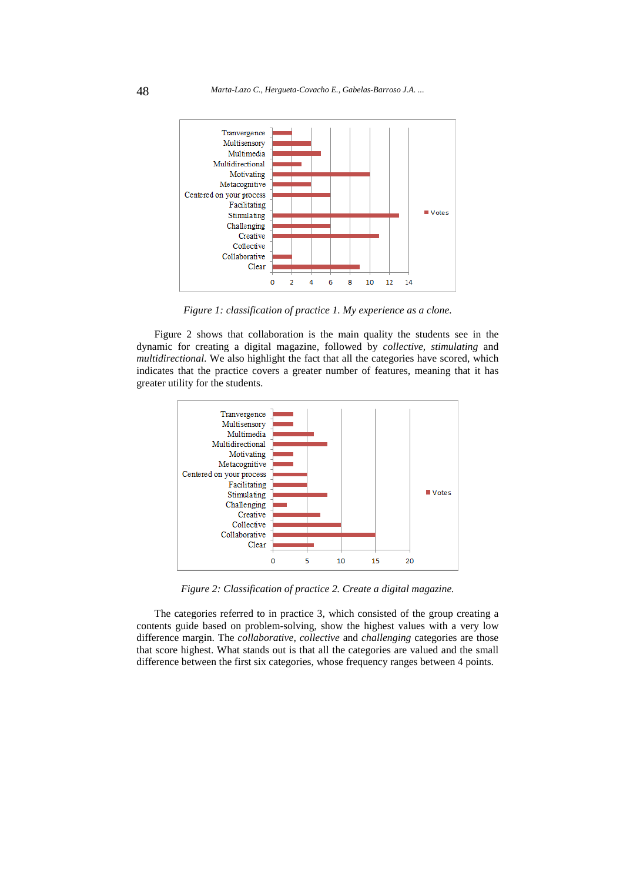*Figure 1: classification of practice 1. My experience as a clone.*

Figure 2 shows that collaboration is the main quality the students see in the dynamic for creating a digital magazine, followed by *collective, stimulating* and *multidirectional*. We also highlight the fact that all the categories have scored, which indicates that the practice covers a greater number of features, meaning that it has greater utility for the students.

*Figure 2: Classification of practice 2. Create a digital magazine.*

The categories referred to in practice 3, which consisted of the group creating a contents guide based on problem-solving, show the highest values with a very low difference margin. The *collaborative*, *collective* and *challenging* categories are those that score highest. What stands out is that all the categories are valued and the small difference between the first six categories, whose frequency ranges between 4 points.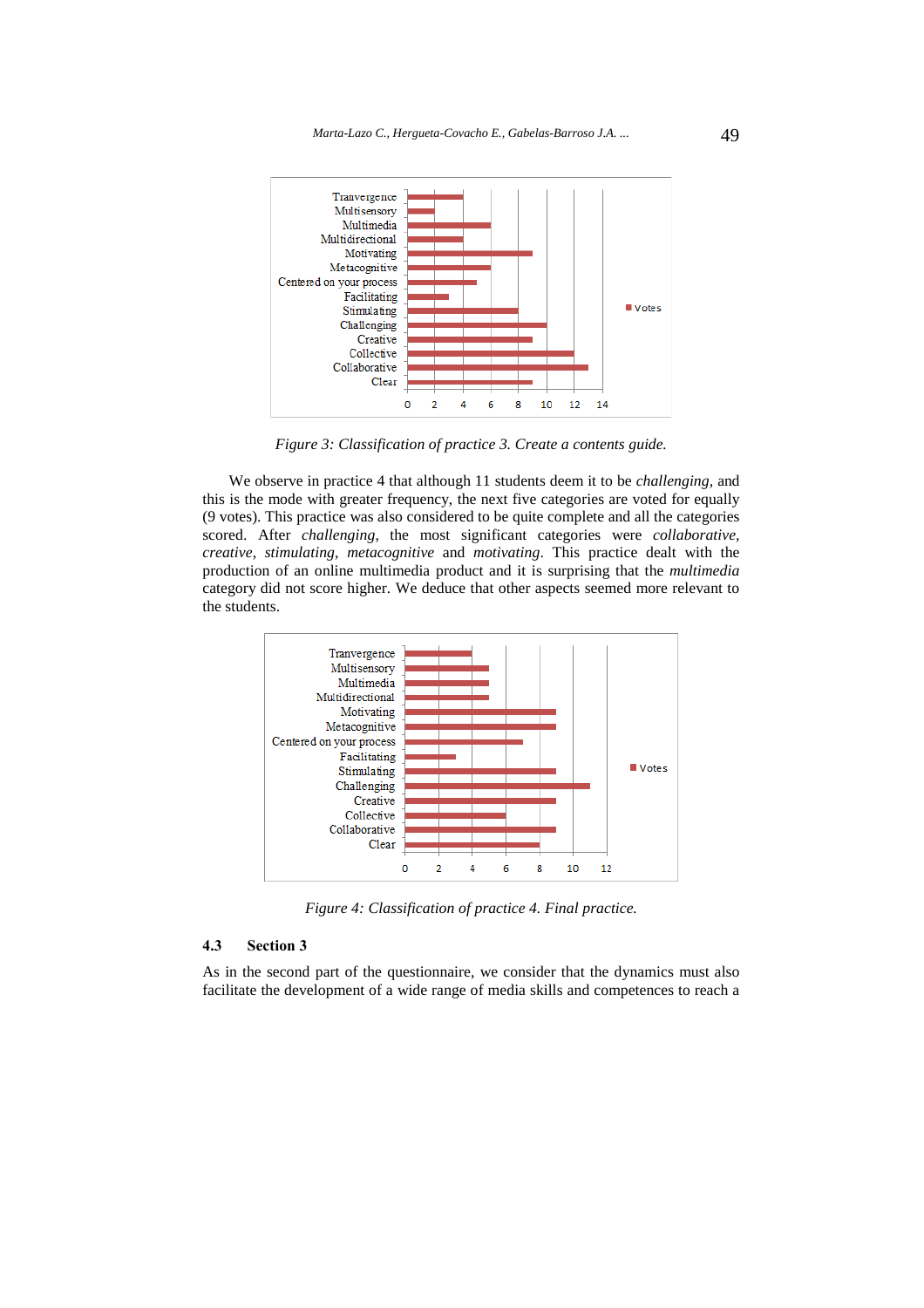Figure 3: *Classification of practice 3. Create a contents guide.*

We observe in practice 4 that although 11 students deem it to be *challenging*, and this is the mode with greater frequency, the next five categories are voted for equally (9 votes). This practice was also considered to be quite complete and all the categories scored. After *challenging*, the most significant categories were *collaborative, creative, stimulating, metacognitive* and *motivating*. This practice dealt with the production of an online multimedia product and it is surprising that the *multimedia* category did not score higher. We deduce that other aspects seemed more relevant to the students.

*Figure 4: Classification of practice 4. Final practice.*

### 4.3 Section 3

As in the second part of the questionnaire, we consider that the dynamics must also facilitate the development of a wide range of media skills and competences to reach a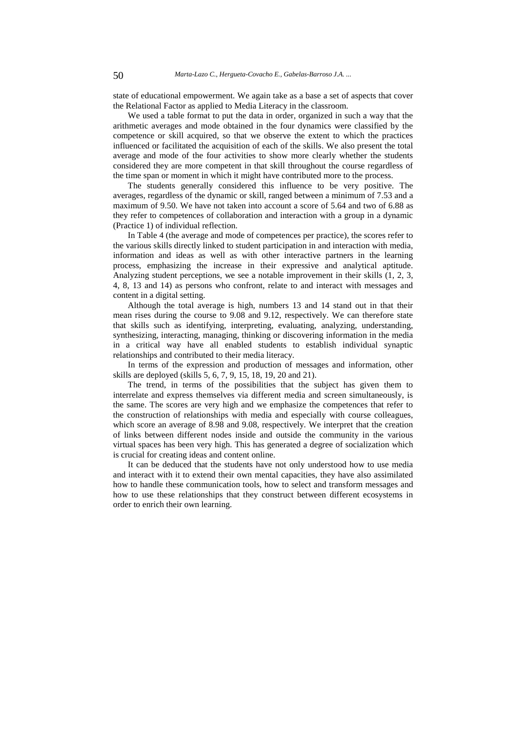state of educational empowerment. We again take as a base a set of aspects that cover the Relational Factor as applied to Media Literacy in the classroom.

We used a table format to put the data in order, organized in such a way that the arithmetic averages and mode obtained in the four dynamics were classified by the competence or skill acquired, so that we observe the extent to which the practices influenced or facilitated the acquisition of each of the skills. We also present the total average and mode of the four activities to show more clearly whether the students considered they are more competent in that skill throughout the course regardless of the time span or moment in which it might have contributed more to the process.

The students generally considered this influence to be very positive. The averages, regardless of the dynamic or skill, ranged between a minimum of 7.53 and a maximum of 9.50. We have not taken into account a score of 5.64 and two of 6.88 as they refer to competences of collaboration and interaction with a group in a dynamic (Practice 1) of individual reflection.

In Table 4 (the average and mode of competences per practice), the scores refer to the various skills directly linked to student participation in and interaction with media, information and ideas as well as with other interactive partners in the learning process, emphasizing the increase in their expressive and analytical aptitude. Analyzing student perceptions, we see a notable improvement in their skills (1, 2, 3, 4, 8, 13 and 14) as persons who confront, relate to and interact with messages and content in a digital setting.

Although the total average is high, numbers 13 and 14 stand out in that their mean rises during the course to 9.08 and 9.12, respectively. We can therefore state that skills such as identifying, interpreting, evaluating, analyzing, understanding, synthesizing, interacting, managing, thinking or discovering information in the media in a critical way have all enabled students to establish individual synaptic relationships and contributed to their media literacy.

In terms of the expression and production of messages and information, other skills are deployed (skills 5, 6, 7, 9, 15, 18, 19, 20 and 21).

The trend, in terms of the possibilities that the subject has given them to interrelate and express themselves via different media and screen simultaneously, is the same. The scores are very high and we emphasize the competences that refer to the construction of relationships with media and especially with course colleagues, which score an average of 8.98 and 9.08, respectively. We interpret that the creation of links between different nodes inside and outside the community in the various virtual spaces has been very high. This has generated a degree of socialization which is crucial for creating ideas and content online.

It can be deduced that the students have not only understood how to use media and interact with it to extend their own mental capacities, they have also assimilated how to handle these communication tools, how to select and transform messages and how to use these relationships that they construct between different ecosystems in order to enrich their own learning.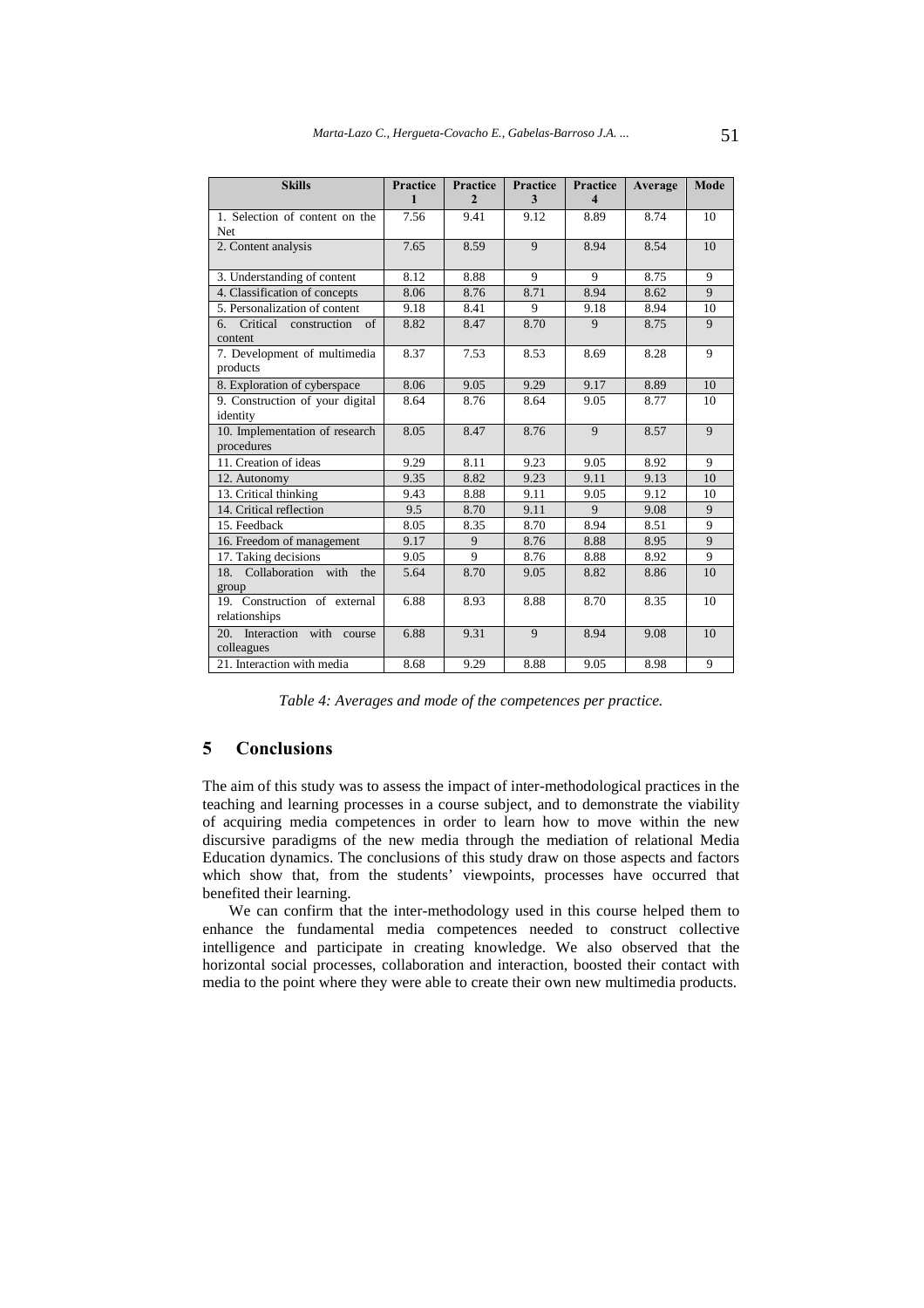| Skills | Practice 1 | Practice 2 | Practice 3 | Practice 4 | Average | Mode |
|---|---|---|---|---|---|---|
| 1. Selection of content on the Net | 7.56 | 9.41 | 9.12 | 8.89 | 8.74 | 10 |
| 2. Content analysis | 7.65 | 8.59 | 9 | 8.94 | 8.54 | 10 |
| 3. Understanding of content | 8.12 | 8.88 | 9 | 9 | 8.75 | 9 |
| 4. Classification of concepts | 8.06 | 8.76 | 8.71 | 8.94 | 8.62 | 9 |
| 5. Personalization of content | 9.18 | 8.41 | 9 | 9.18 | 8.94 | 10 |
| 6. Critical construction of content | 8.82 | 8.47 | 8.70 | 9 | 8.75 | 9 |
| 7. Development of multimedia products | 8.37 | 7.53 | 8.53 | 8.69 | 8.28 | 9 |
| 8. Exploration of cyberspace | 8.06 | 9.05 | 9.29 | 9.17 | 8.89 | 10 |
| 9. Construction of your digital identity | 8.64 | 8.76 | 8.64 | 9.05 | 8.77 | 10 |
| 10. Implementation of research procedures | 8.05 | 8.47 | 8.76 | 9 | 8.57 | 9 |
| 11. Creation of ideas | 9.29 | 8.11 | 9.23 | 9.05 | 8.92 | 9 |
| 12. Autonomy | 9.35 | 8.82 | 9.23 | 9.11 | 9.13 | 10 |
| 13. Critical thinking | 9.43 | 8.88 | 9.11 | 9.05 | 9.12 | 10 |
| 14. Critical reflection | 9.5 | 8.70 | 9.11 | 9 | 9.08 | 9 |
| 15. Feedback | 8.05 | 8.35 | 8.70 | 8.94 | 8.51 | 9 |
| 16. Freedom of management | 9.17 | 9 | 8.76 | 8.88 | 8.95 | 9 |
| 17. Taking decisions | 9.05 | 9 | 8.76 | 8.88 | 8.92 | 9 |
| 18. Collaboration with the group | 5.64 | 8.70 | 9.05 | 8.82 | 8.86 | 10 |
| 19. Construction of external relationships | 6.88 | 8.93 | 8.88 | 8.70 | 8.35 | 10 |
| 20. Interaction with course colleagues | 6.88 | 9.31 | 9 | 8.94 | 9.08 | 10 |
| 21. Interaction with media | 8.68 | 9.29 | 8.88 | 9.05 | 8.98 | 9 |

*Table 4: Averages and mode of the competences per practice.*

## 5 Conclusions

The aim of this study was to assess the impact of inter-methodological practices in the teaching and learning processes in a course subject, and to demonstrate the viability of acquiring media competences in order to learn how to move within the new discursive paradigms of the new media through the mediation of relational Media Education dynamics. The conclusions of this study draw on those aspects and factors which show that, from the students' viewpoints, processes have occurred that benefited their learning.

We can confirm that the inter-methodology used in this course helped them to enhance the fundamental media competences needed to construct collective intelligence and participate in creating knowledge. We also observed that the horizontal social processes, collaboration and interaction, boosted their contact with media to the point where they were able to create their own new multimedia products.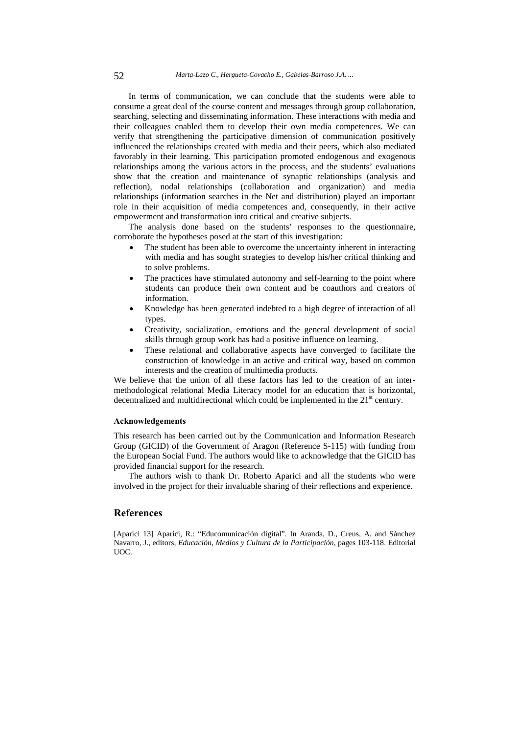In terms of communication, we can conclude that the students were able to consume a great deal of the course content and messages through group collaboration, searching, selecting and disseminating information. These interactions with media and their colleagues enabled them to develop their own media competences. We can verify that strengthening the participative dimension of communication positively influenced the relationships created with media and their peers, which also mediated favorably in their learning. This participation promoted endogenous and exogenous relationships among the various actors in the process, and the students' evaluations show that the creation and maintenance of synaptic relationships (analysis and reflection), nodal relationships (collaboration and organization) and media relationships (information searches in the Net and distribution) played an important role in their acquisition of media competences and, consequently, in their active empowerment and transformation into critical and creative subjects.

The analysis done based on the students' responses to the questionnaire, corroborate the hypotheses posed at the start of this investigation:

- The student has been able to overcome the uncertainty inherent in interacting with media and has sought strategies to develop his/her critical thinking and to solve problems.
- The practices have stimulated autonomy and self-learning to the point where students can produce their own content and be coauthors and creators of information.
- Knowledge has been generated indebted to a high degree of interaction of all types.
- Creativity, socialization, emotions and the general development of social skills through group work has had a positive influence on learning.
- These relational and collaborative aspects have converged to facilitate the construction of knowledge in an active and critical way, based on common interests and the creation of multimedia products.

We believe that the union of all these factors has led to the creation of an inter-methodological relational Media Literacy model for an education that is horizontal, decentralized and multidirectional which could be implemented in the 21st century.

#### Acknowledgements

This research has been carried out by the Communication and Information Research Group (GICID) of the Government of Aragon (Reference S-115) with funding from the European Social Fund. The authors would like to acknowledge that the GICID has provided financial support for the research.

The authors wish to thank Dr. Roberto Aparici and all the students who were involved in the project for their invaluable sharing of their reflections and experience.

## References

[Aparici 13] Aparici, R.: "Educomunicación digital". In Aranda, D., Creus, A. and Sánchez Navarro, J., editors, *Educación, Medios y Cultura de la Participación*, pages 103-118. Editorial UOC.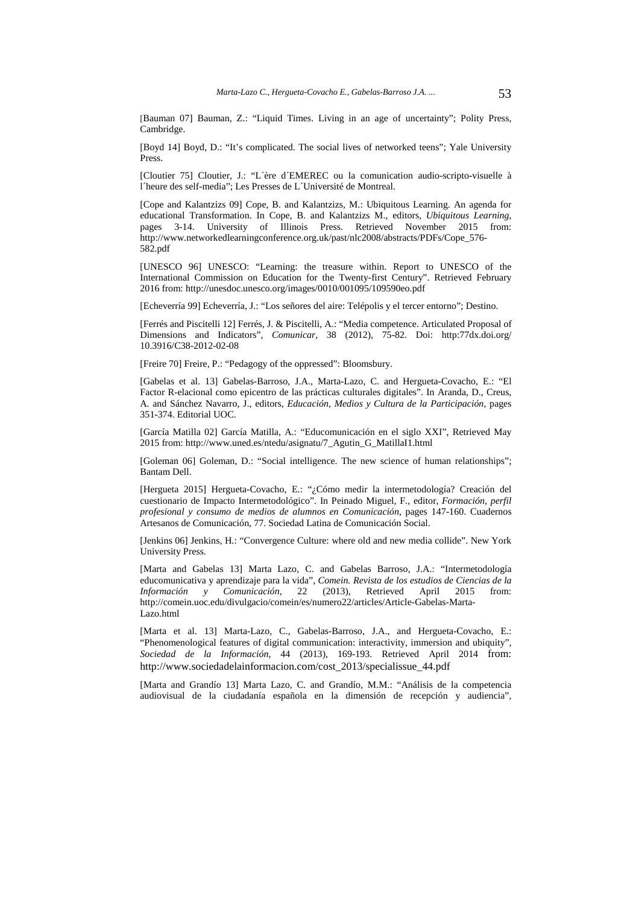[Bauman 07] Bauman, Z.: "Liquid Times. Living in an age of uncertainty"; Polity Press, Cambridge.

[Boyd 14] Boyd, D.: "It's complicated. The social lives of networked teens"; Yale University Press.

[Cloutier 75] Cloutier, J.: "L´ère d´EMEREC ou la comunication audio-scripto-visuelle à l´heure des self-media"; Les Presses de L´Université de Montreal.

[Cope and Kalantzizs 09] Cope, B. and Kalantzizs, M.: Ubiquitous Learning. An agenda for educational Transformation. In Cope, B. and Kalantzizs M., editors, *Ubiquitous Learning*, pages 3-14. University of Illinois Press. Retrieved November 2015 from: http://www.networkedlearningconference.org.uk/past/nlc2008/abstracts/PDFs/Cope_576-582.pdf

[UNESCO 96] UNESCO: "Learning: the treasure within. Report to UNESCO of the International Commission on Education for the Twenty-first Century". Retrieved February 2016 from: http://unesdoc.unesco.org/images/0010/001095/109590eo.pdf

[Echeverría 99] Echeverría, J.: "Los señores del aire: Telépolis y el tercer entorno"; Destino.

[Ferrés and Piscitelli 12] Ferrés, J. & Piscitelli, A.: "Media competence. Articulated Proposal of Dimensions and Indicators", *Comunicar*, 38 (2012), 75-82. Doi: http:77dx.doi.org/ 10.3916/C38-2012-02-08

[Freire 70] Freire, P.: "Pedagogy of the oppressed": Bloomsbury.

[Gabelas et al. 13] Gabelas-Barroso, J.A., Marta-Lazo, C. and Hergueta-Covacho, E.: "El Factor R-elacional como epicentro de las prácticas culturales digitales". In Aranda, D., Creus, A. and Sánchez Navarro, J., editors, *Educación, Medios y Cultura de la Participación*, pages 351-374. Editorial UOC.

[García Matilla 02] García Matilla, A.: "Educomunicación en el siglo XXI", Retrieved May 2015 from: http://www.uned.es/ntedu/asignatu/7_Agutin_G_MatillaI1.html

[Goleman 06] Goleman, D.: "Social intelligence. The new science of human relationships"; Bantam Dell.

[Hergueta 2015] Hergueta-Covacho, E.: "¿Cómo medir la intermetodología? Creación del cuestionario de Impacto Intermetodológico". In Peinado Miguel, F., editor, *Formación, perfil profesional y consumo de medios de alumnos en Comunicación*, pages 147-160. Cuadernos Artesanos de Comunicación, 77. Sociedad Latina de Comunicación Social.

[Jenkins 06] Jenkins, H.: "Convergence Culture: where old and new media collide". New York University Press.

[Marta and Gabelas 13] Marta Lazo, C. and Gabelas Barroso, J.A.: "Intermetodología educomunicativa y aprendizaje para la vida", *Comein. Revista de los estudios de Ciencias de la Información y Comunicación*, 22 (2013), Retrieved April 2015 from: http://comein.uoc.edu/divulgacio/comein/es/numero22/articles/Article-Gabelas-Marta-Lazo.html

[Marta et al. 13] Marta-Lazo, C., Gabelas-Barroso, J.A., and Hergueta-Covacho, E.: "Phenomenological features of digital communication: interactivity, immersion and ubiquity", *Sociedad de la Información*, 44 (2013), 169-193. Retrieved April 2014 from: http://www.sociedadelainformacion.com/cost_2013/specialissue_44.pdf

[Marta and Grandío 13] Marta Lazo, C. and Grandío, M.M.: "Análisis de la competencia audiovisual de la ciudadanía española en la dimensión de recepción y audiencia",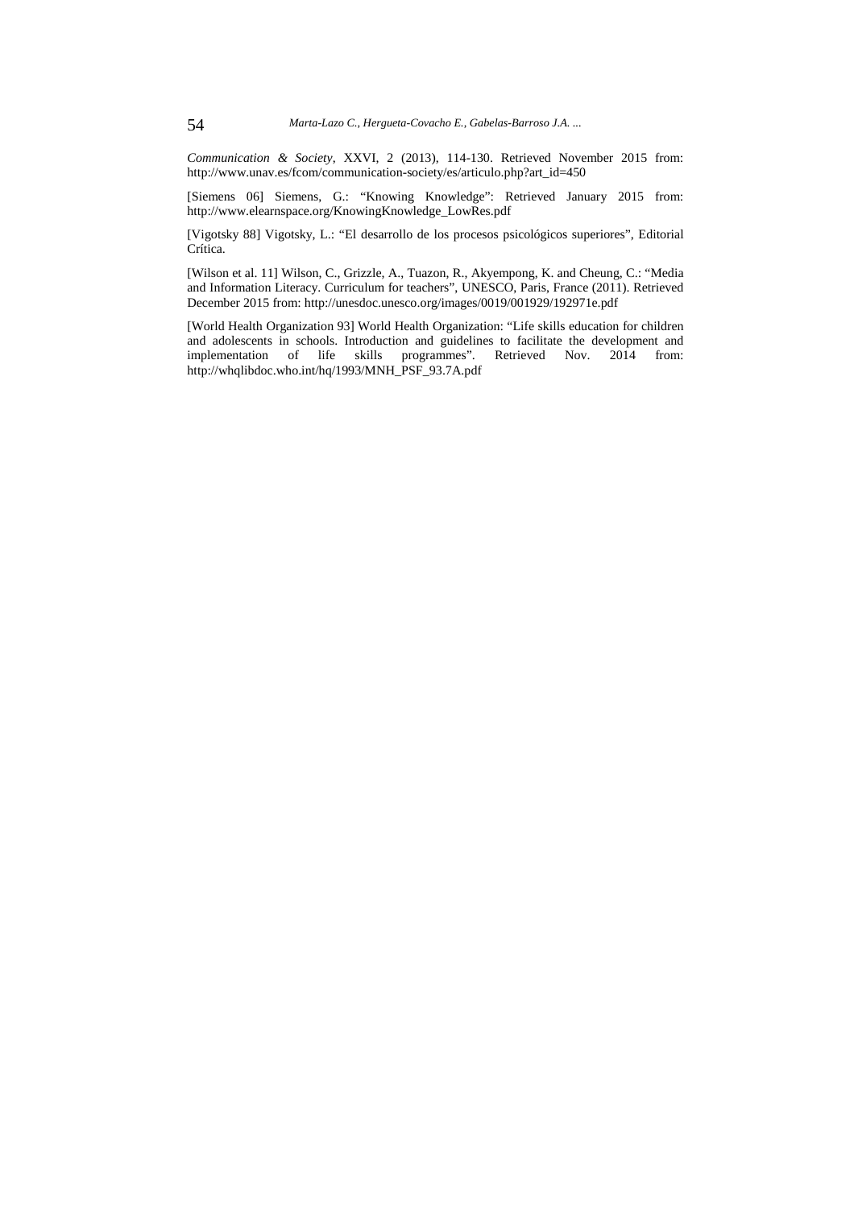*Communication & Society,* XXVI, 2 (2013), 114-130. Retrieved November 2015 from: http://www.unav.es/fcom/communication-society/es/articulo.php?art_id=450

[Siemens 06] Siemens, G.: "Knowing Knowledge": Retrieved January 2015 from: http://www.elearnspace.org/KnowingKnowledge_LowRes.pdf

[Vigotsky 88] Vigotsky, L.: "El desarrollo de los procesos psicológicos superiores", Editorial Crítica.

[Wilson et al. 11] Wilson, C., Grizzle, A., Tuazon, R., Akyempong, K. and Cheung, C.: "Media and Information Literacy. Curriculum for teachers", UNESCO, Paris, France (2011). Retrieved December 2015 from: http://unesdoc.unesco.org/images/0019/001929/192971e.pdf

[World Health Organization 93] World Health Organization: "Life skills education for children and adolescents in schools. Introduction and guidelines to facilitate the development and implementation of life skills programmes". Retrieved Nov. 2014 from: http://whqlibdoc.who.int/hq/1993/MNH_PSF_93.7A.pdf